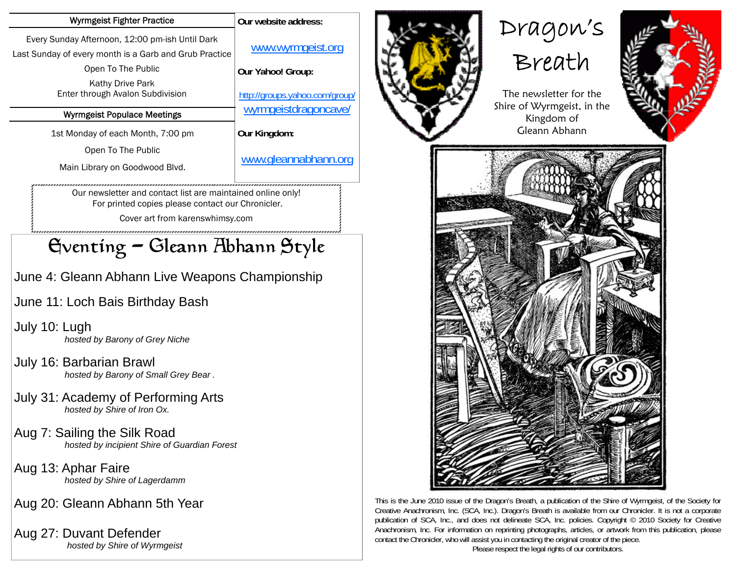## Wyrmgeist Fighter Practice

Every Sunday Afternoon, 12:00 pm-ish Until Dark

Last Sunday of every month is a Garb and Grub Practice

Open To The Public

Kathy Drive Park
Enter through Avalon Subdivision

## Wyrmgeist Populace Meetings

1st Monday of each Month, 7:00 pm

Open To The Public

Main Library on Goodwood Blvd.

**Our website address:**

www.wyrmgeist.org

**Our Yahoo! Group:**

http://groups.yahoo.com/group/wyrmgeistdragoncave/

**Our Kingdom:**

www.gleannabhann.org

Our newsletter and contact list are maintained online only!
For printed copies please contact our Chronicler.

Cover art from karenswhimsy.com

# Eventing – Gleann Abhann Style

June 4: Gleann Abhann Live Weapons Championship

June 11: Loch Bais Birthday Bash

July 10: Lugh
*hosted by Barony of Grey Niche*

July 16: Barbarian Brawl
*hosted by Barony of Small Grey Bear .*

July 31: Academy of Performing Arts
*hosted by Shire of Iron Ox.*

Aug 7: Sailing the Silk Road
*hosted by incipient Shire of Guardian Forest*

Aug 13: Aphar Faire
*hosted by Shire of Lagerdamm*

Aug 20: Gleann Abhann 5th Year

Aug 27: Duvant Defender
*hosted by Shire of Wyrmgeist*

# Dragon's Breath

The newsletter for the Shire of Wyrmgeist, in the Kingdom of Gleann Abhann

This is the June 2010 issue of the Dragon's Breath, a publication of the Shire of Wyrmgeist, of the Society for Creative Anachronism, Inc. (SCA, Inc.). Dragon's Breath is available from our Chronicler. It is not a corporate publication of SCA, Inc., and does not delineate SCA, Inc. policies. Copyright © 2010 Society for Creative Anachronism, Inc. For information on reprinting photographs, articles, or artwork from this publication, please contact the Chronicler, who will assist you in contacting the original creator of the piece.

Please respect the legal rights of our contributors.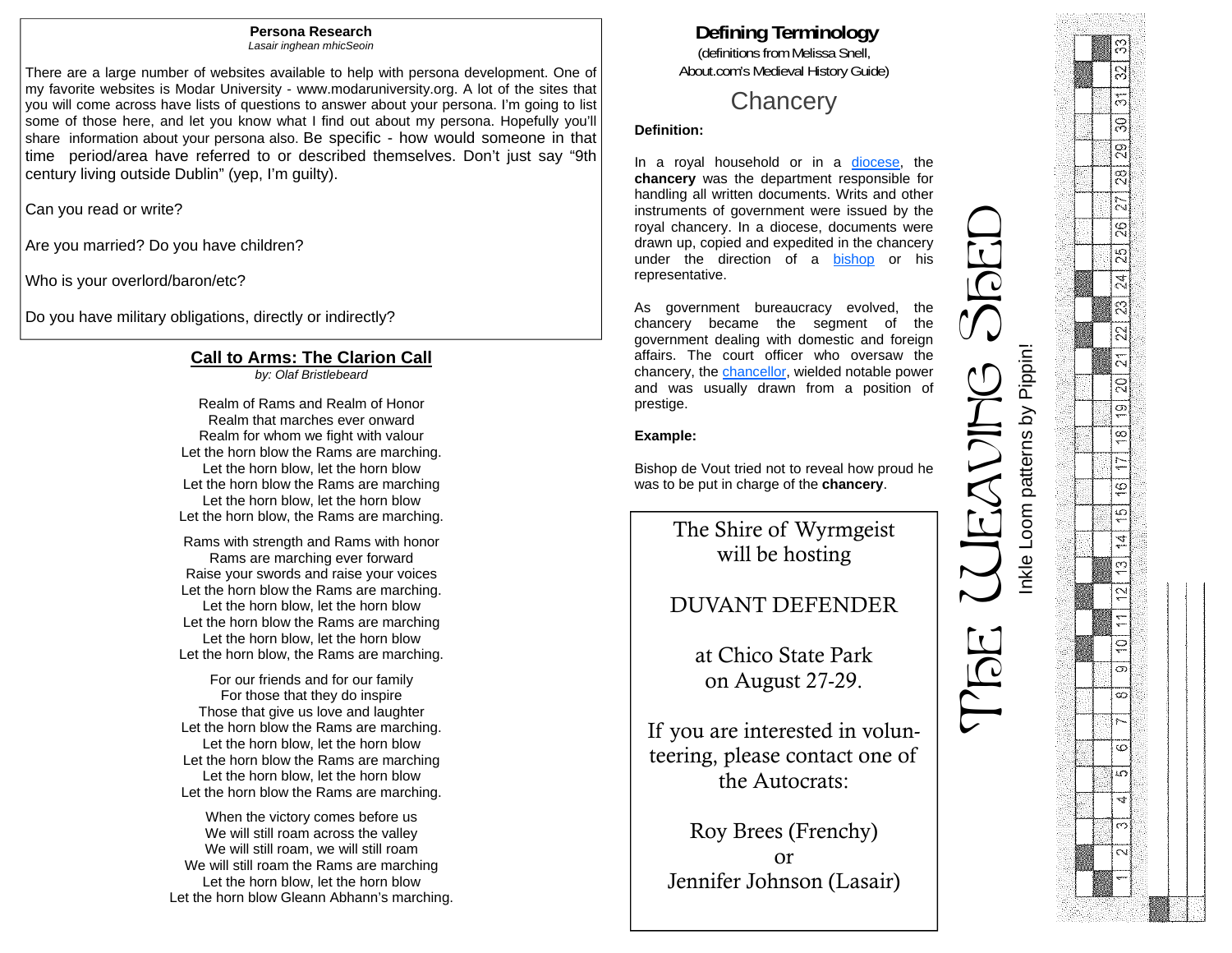## Persona Research

*Lasair inghean mhicSeoin*

There are a large number of websites available to help with persona development. One of my favorite websites is Modar University - www.modaruniversity.org. A lot of the sites that you will come across have lists of questions to answer about your persona. I'm going to list some of those here, and let you know what I find out about my persona. Hopefully you'll share information about your persona also. Be specific - how would someone in that time period/area have referred to or described themselves. Don't just say "9th century living outside Dublin" (yep, I'm guilty).

Can you read or write?

Are you married? Do you have children?

Who is your overlord/baron/etc?

Do you have military obligations, directly or indirectly?

## Call to Arms: The Clarion Call

*by: Olaf Bristlebeard*

Realm of Rams and Realm of Honor
Realm that marches ever onward
Realm for whom we fight with valour
Let the horn blow the Rams are marching.
Let the horn blow, let the horn blow
Let the horn blow the Rams are marching
Let the horn blow, let the horn blow
Let the horn blow, the Rams are marching.

Rams with strength and Rams with honor
Rams are marching ever forward
Raise your swords and raise your voices
Let the horn blow the Rams are marching.
Let the horn blow, let the horn blow
Let the horn blow the Rams are marching
Let the horn blow, let the horn blow
Let the horn blow, the Rams are marching.

For our friends and for our family
For those that they do inspire
Those that give us love and laughter
Let the horn blow the Rams are marching.
Let the horn blow, let the horn blow
Let the horn blow the Rams are marching
Let the horn blow, let the horn blow
Let the horn blow the Rams are marching.

When the victory comes before us
We will still roam across the valley
We will still roam, we will still roam
We will still roam the Rams are marching
Let the horn blow, let the horn blow
Let the horn blow Gleann Abhann's marching.

## Defining Terminology

(definitions from Melissa Snell, About.com's Medieval History Guide)

### Chancery

**Definition:**

In a royal household or in a diocese, the **chancery** was the department responsible for handling all written documents. Writs and other instruments of government were issued by the royal chancery. In a diocese, documents were drawn up, copied and expedited in the chancery under the direction of a bishop or his representative.

As government bureaucracy evolved, the chancery became the segment of the government dealing with domestic and foreign affairs. The court officer who oversaw the chancery, the chancellor, wielded notable power and was usually drawn from a position of prestige.

**Example:**

Bishop de Vout tried not to reveal how proud he was to be put in charge of the **chancery**.

---

The Shire of Wyrmgeist will be hosting

DUVANT DEFENDER

at Chico State Park on August 27-29.

If you are interested in volunteering, please contact one of the Autocrats:

Roy Brees (Frenchy)
or
Jennifer Johnson (Lasair)

---

## The Weaving Shed

Inkle Loom patterns by Pippin!

1 2 3 4 5 6 7 8 9 10 11 12 13 14 15 16 17 18 19 20 21 22 23 24 25 26 27 28 29 30 31 32 33